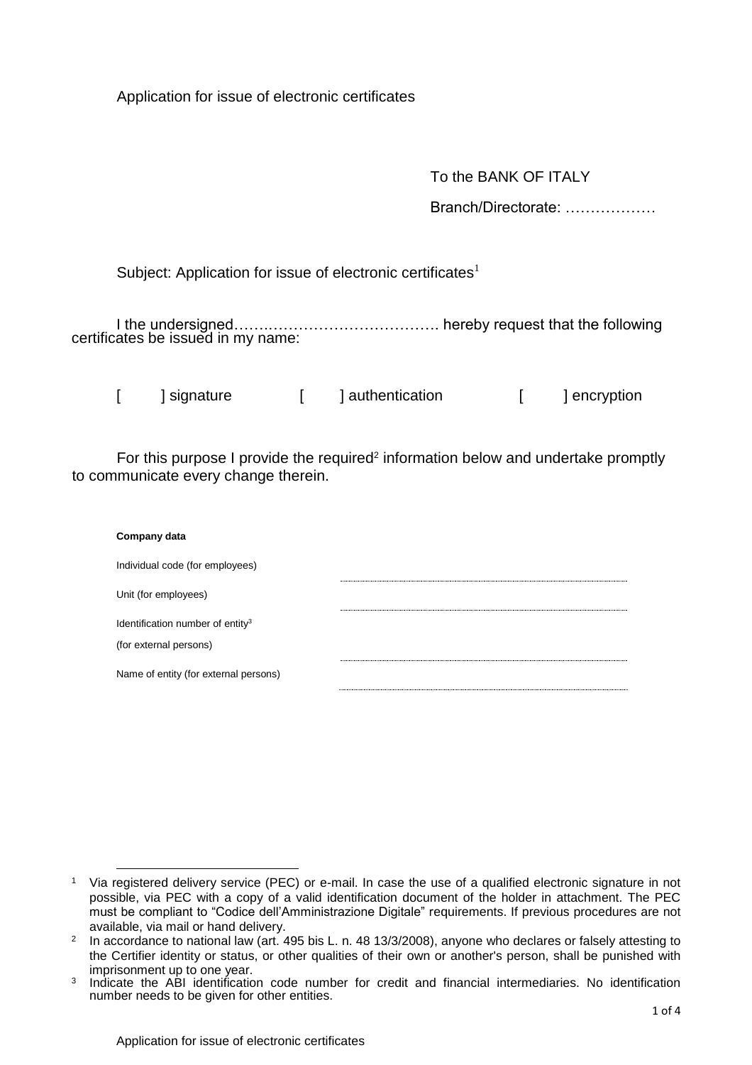Application for issue of electronic certificates

To the BANK OF ITALY

Branch/Directorate: ………………

Subject: Application for issue of electronic certificates[1]

I the undersigned…………………………………. hereby request that the following certificates be issued in my name:

[ ] signature [ ] authentication [ ] encryption

For this purpose I provide the required[2] information below and undertake promptly to communicate every change therein.

**Company data**

| | |
|---|---|
| Individual code (for employees) | ……………………………… |
| Unit (for employees) | ……………………………… |
| Identification number of entity[3] (for external persons) | ……………………………… |
| Name of entity (for external persons) | ……………………………… |

---

[1] Via registered delivery service (PEC) or e-mail. In case the use of a qualified electronic signature in not possible, via PEC with a copy of a valid identification document of the holder in attachment. The PEC must be compliant to "Codice dell'Amministrazione Digitale" requirements. If previous procedures are not available, via mail or hand delivery.

[2] In accordance to national law (art. 495 bis L. n. 48 13/3/2008), anyone who declares or falsely attesting to the Certifier identity or status, or other qualities of their own or another's person, shall be punished with imprisonment up to one year.

[3] Indicate the ABI identification code number for credit and financial intermediaries. No identification number needs to be given for other entities.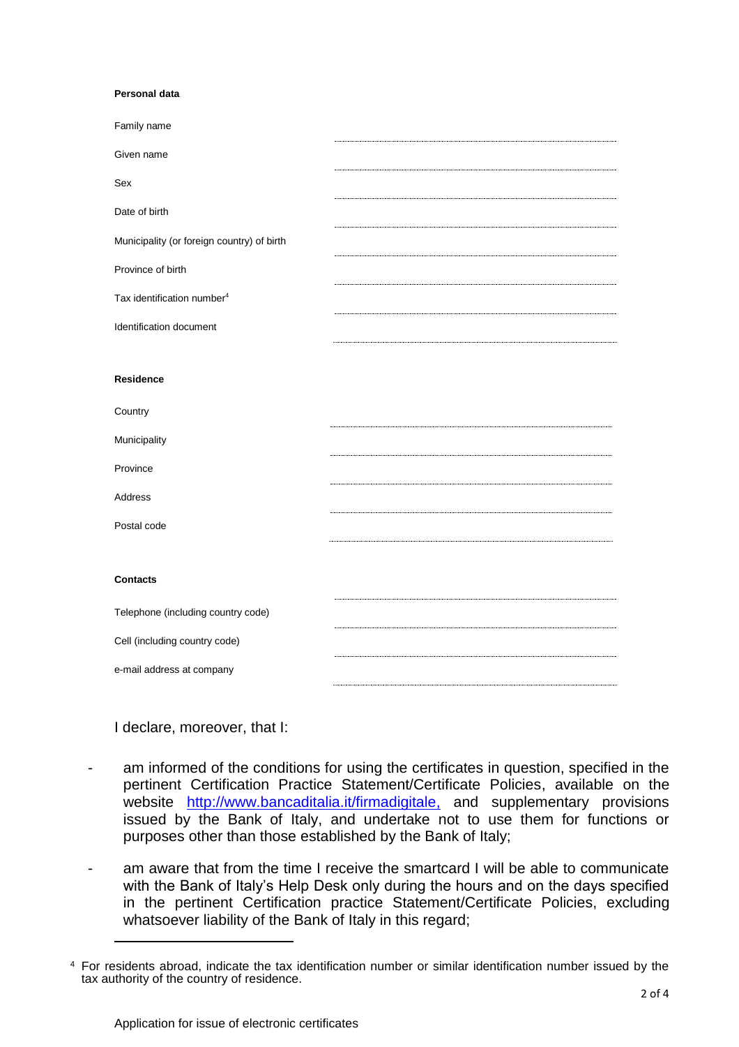**Personal data**

| | |
|---|---|
| Family name | |
| Given name | |
| Sex | |
| Date of birth | |
| Municipality (or foreign country) of birth | |
| Province of birth | |
| Tax identification number[4] | |
| Identification document | |

**Residence**

| | |
|---|---|
| Country | |
| Municipality | |
| Province | |
| Address | |
| Postal code | |

**Contacts**

| | |
|---|---|
| Telephone (including country code) | |
| Cell (including country code) | |
| e-mail address at company | |

I declare, moreover, that I:

- am informed of the conditions for using the certificates in question, specified in the pertinent Certification Practice Statement/Certificate Policies, available on the website [http://www.bancaditalia.it/firmadigitale,](http://www.bancaditalia.it/firmadigitale) and supplementary provisions issued by the Bank of Italy, and undertake not to use them for functions or purposes other than those established by the Bank of Italy;
- am aware that from the time I receive the smartcard I will be able to communicate with the Bank of Italy's Help Desk only during the hours and on the days specified in the pertinent Certification practice Statement/Certificate Policies, excluding whatsoever liability of the Bank of Italy in this regard;

[4] For residents abroad, indicate the tax identification number or similar identification number issued by the tax authority of the country of residence.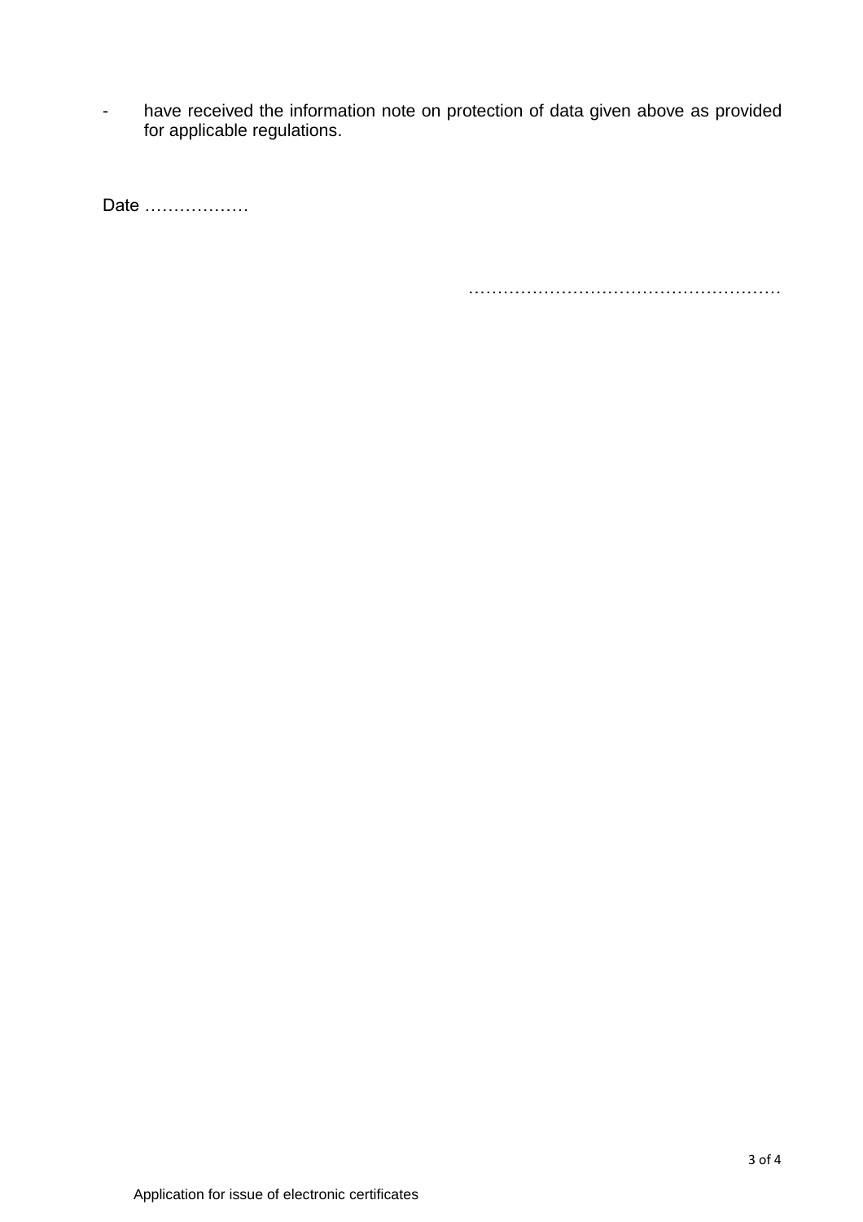- have received the information note on protection of data given above as provided for applicable regulations.

Date ………………

………………………………………………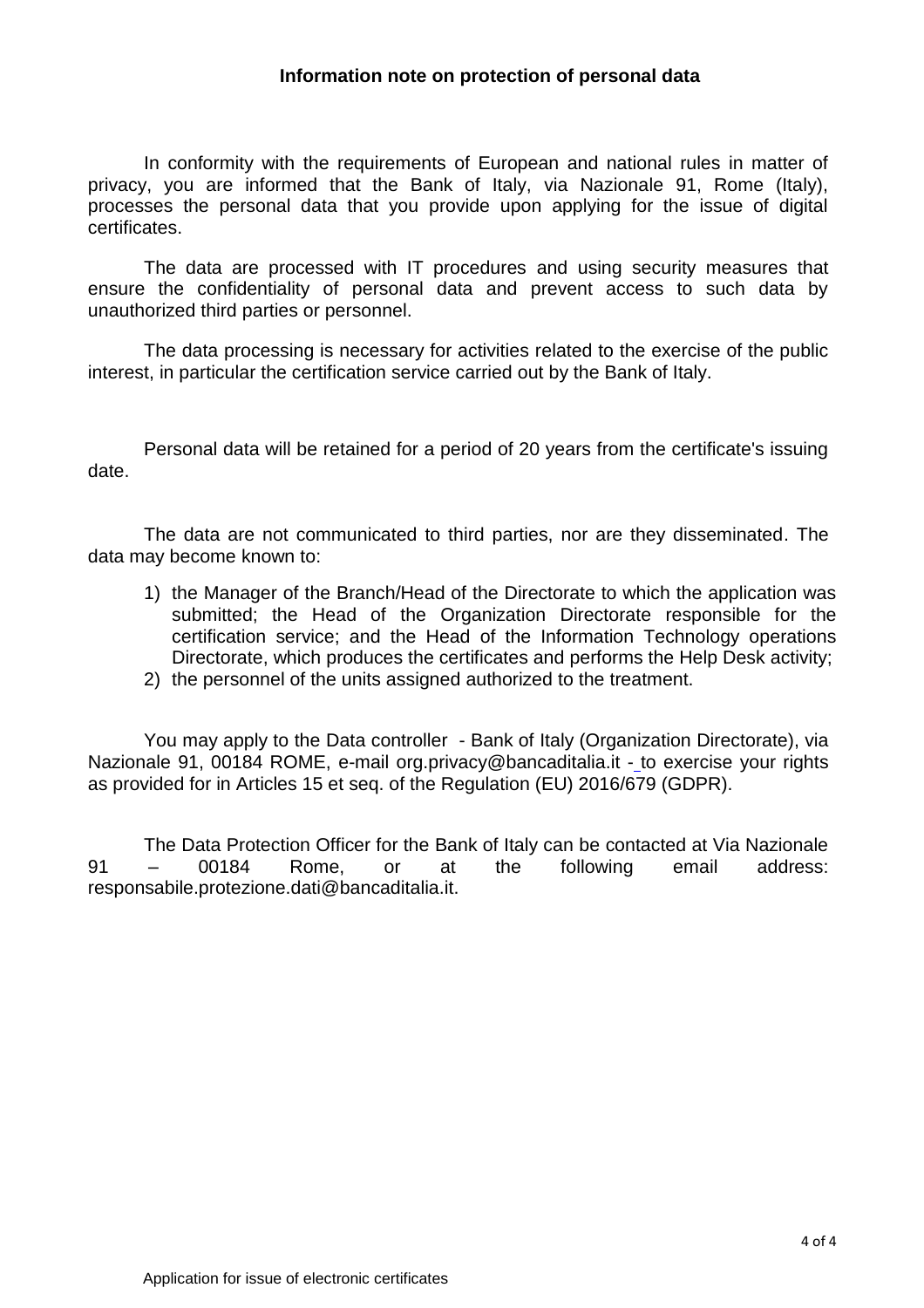## Information note on protection of personal data

In conformity with the requirements of European and national rules in matter of privacy, you are informed that the Bank of Italy, via Nazionale 91, Rome (Italy), processes the personal data that you provide upon applying for the issue of digital certificates.

The data are processed with IT procedures and using security measures that ensure the confidentiality of personal data and prevent access to such data by unauthorized third parties or personnel.

The data processing is necessary for activities related to the exercise of the public interest, in particular the certification service carried out by the Bank of Italy.

Personal data will be retained for a period of 20 years from the certificate's issuing date.

The data are not communicated to third parties, nor are they disseminated. The data may become known to:

1) the Manager of the Branch/Head of the Directorate to which the application was submitted; the Head of the Organization Directorate responsible for the certification service; and the Head of the Information Technology operations Directorate, which produces the certificates and performs the Help Desk activity;
2) the personnel of the units assigned authorized to the treatment.

You may apply to the Data controller - Bank of Italy (Organization Directorate), via Nazionale 91, 00184 ROME, e-mail org.privacy@bancaditalia.it - to exercise your rights as provided for in Articles 15 et seq. of the Regulation (EU) 2016/679 (GDPR).

The Data Protection Officer for the Bank of Italy can be contacted at Via Nazionale 91 – 00184 Rome, or at the following email address: responsabile.protezione.dati@bancaditalia.it.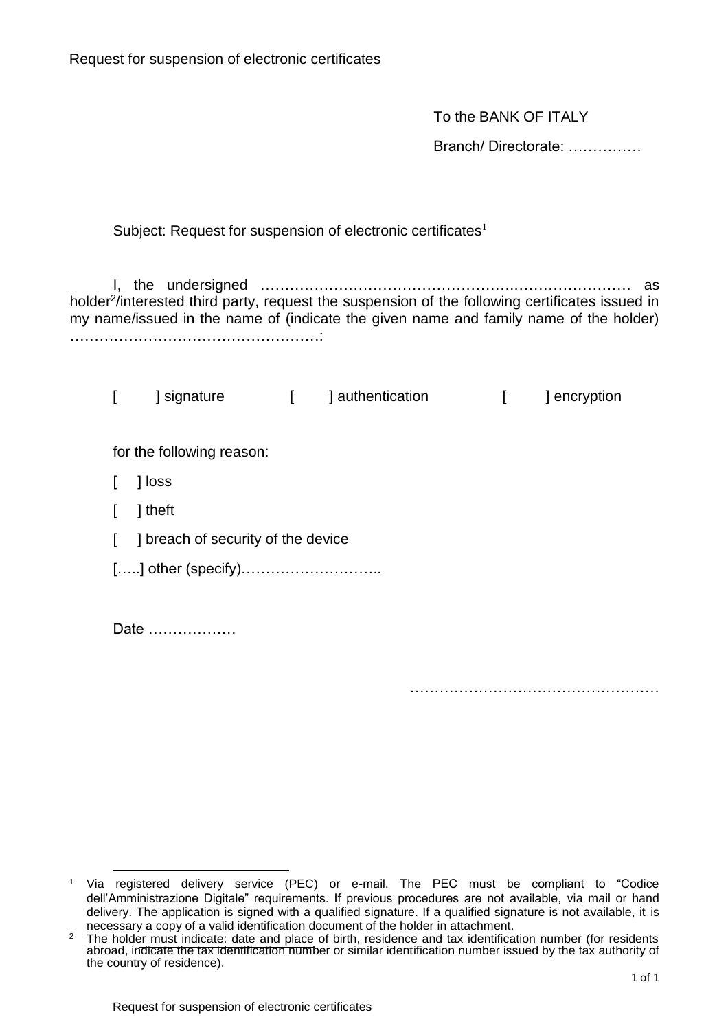Request for suspension of electronic certificates

To the BANK OF ITALY

Branch/ Directorate: ……………

Subject: Request for suspension of electronic certificates[1]

I, the undersigned ………………………………………….…………………… as holder[2]/interested third party, request the suspension of the following certificates issued in my name/issued in the name of (indicate the given name and family name of the holder) ……………………………………………:

[ ] signature [ ] authentication [ ] encryption

for the following reason:

[ ] loss

[ ] theft

[ ] breach of security of the device

[…..] other (specify)………………………..

Date ………………

……………………………………………

---

[1] Via registered delivery service (PEC) or e-mail. The PEC must be compliant to "Codice dell'Amministrazione Digitale" requirements. If previous procedures are not available, via mail or hand delivery. The application is signed with a qualified signature. If a qualified signature is not available, it is necessary a copy of a valid identification document of the holder in attachment.

[2] The holder must indicate: date and place of birth, residence and tax identification number (for residents abroad, indicate the tax identification number or similar identification number issued by the tax authority of the country of residence).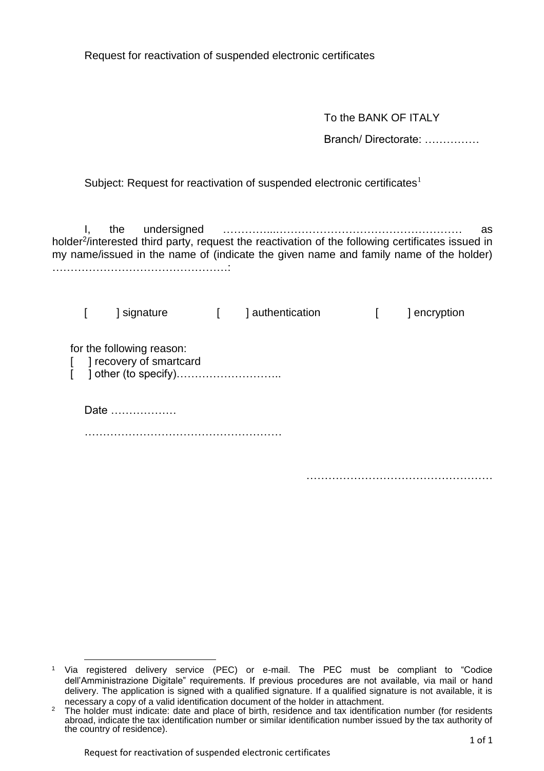Request for reactivation of suspended electronic certificates

To the BANK OF ITALY

Branch/ Directorate: ……………

Subject: Request for reactivation of suspended electronic certificates[1]

I, the undersigned …………...…………………………………………… as holder[2]/interested third party, request the reactivation of the following certificates issued in my name/issued in the name of (indicate the given name and family name of the holder) …………………………………………:

[ ] signature [ ] authentication [ ] encryption

for the following reason:

[ ] recovery of smartcard

[ ] other (to specify)………………………..

Date ………………

………………………………………………

……………………………………………

---

[1] Via registered delivery service (PEC) or e-mail. The PEC must be compliant to "Codice dell'Amministrazione Digitale" requirements. If previous procedures are not available, via mail or hand delivery. The application is signed with a qualified signature. If a qualified signature is not available, it is necessary a copy of a valid identification document of the holder in attachment.

[2] The holder must indicate: date and place of birth, residence and tax identification number (for residents abroad, indicate the tax identification number or similar identification number issued by the tax authority of the country of residence).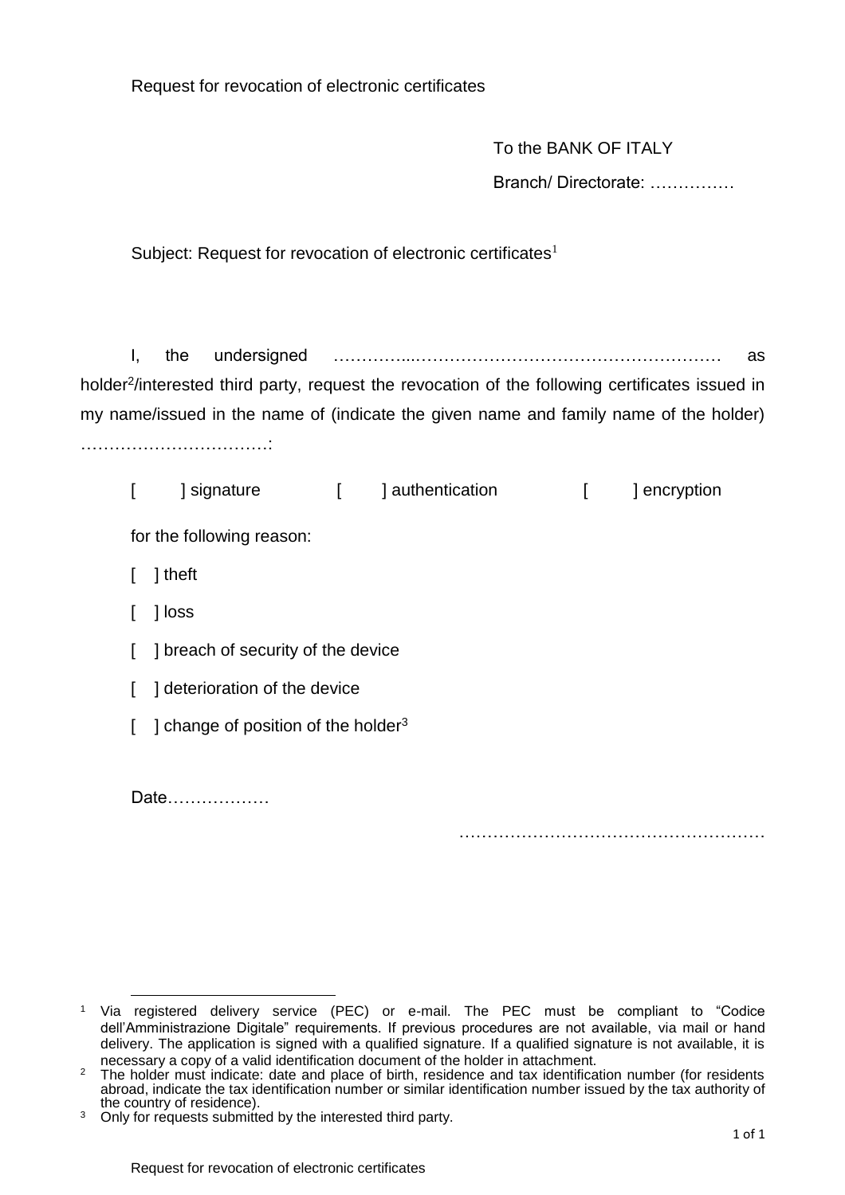Request for revocation of electronic certificates

To the BANK OF ITALY

Branch/ Directorate: ……………

Subject: Request for revocation of electronic certificates[1]

I, the undersigned …………...……………………………………………… as holder[2]/interested third party, request the revocation of the following certificates issued in my name/issued in the name of (indicate the given name and family name of the holder) ……………………………:

[ ] signature [ ] authentication [ ] encryption

for the following reason:

[ ] theft

[ ] loss

[ ] breach of security of the device

[ ] deterioration of the device

[ ] change of position of the holder[3]

Date………………

………………………………………………

---

[1] Via registered delivery service (PEC) or e-mail. The PEC must be compliant to "Codice dell'Amministrazione Digitale" requirements. If previous procedures are not available, via mail or hand delivery. The application is signed with a qualified signature. If a qualified signature is not available, it is necessary a copy of a valid identification document of the holder in attachment.

[2] The holder must indicate: date and place of birth, residence and tax identification number (for residents abroad, indicate the tax identification number or similar identification number issued by the tax authority of the country of residence).

[3] Only for requests submitted by the interested third party.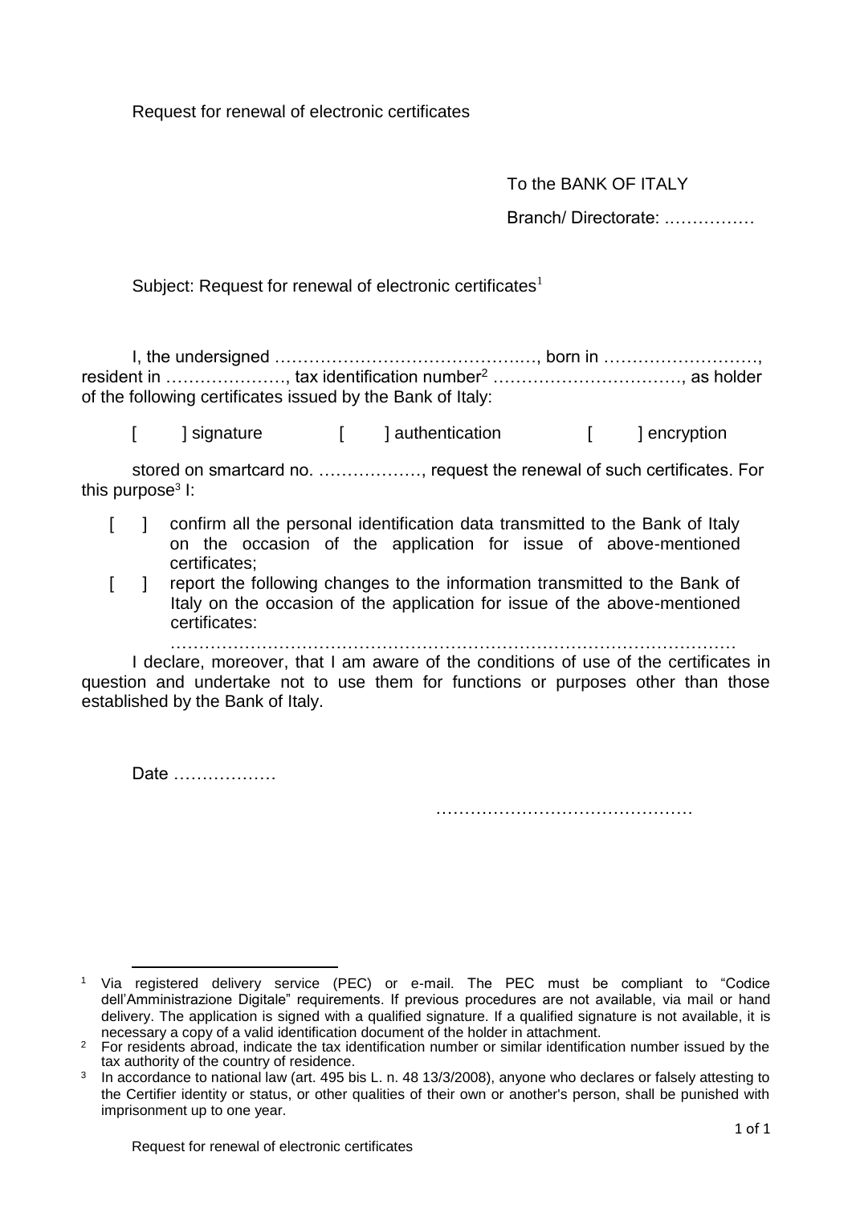Request for renewal of electronic certificates

To the BANK OF ITALY

Branch/ Directorate: ..……………

Subject: Request for renewal of electronic certificates[1]

I, the undersigned ……………………………………..…, born in ………………………, resident in …………………, tax identification number[2] ……………………………, as holder of the following certificates issued by the Bank of Italy:

[ ] signature [ ] authentication [ ] encryption

stored on smartcard no. ………………, request the renewal of such certificates. For this purpose[3] I:

- [ ] confirm all the personal identification data transmitted to the Bank of Italy on the occasion of the application for issue of above-mentioned certificates;
- [ ] report the following changes to the information transmitted to the Bank of Italy on the occasion of the application for issue of the above-mentioned certificates:
  ………………………………………………………………………………………

I declare, moreover, that I am aware of the conditions of use of the certificates in question and undertake not to use them for functions or purposes other than those established by the Bank of Italy.

Date ………………

………………………………………

---

[1] Via registered delivery service (PEC) or e-mail. The PEC must be compliant to "Codice dell'Amministrazione Digitale" requirements. If previous procedures are not available, via mail or hand delivery. The application is signed with a qualified signature. If a qualified signature is not available, it is necessary a copy of a valid identification document of the holder in attachment.

[2] For residents abroad, indicate the tax identification number or similar identification number issued by the tax authority of the country of residence.

[3] In accordance to national law (art. 495 bis L. n. 48 13/3/2008), anyone who declares or falsely attesting to the Certifier identity or status, or other qualities of their own or another's person, shall be punished with imprisonment up to one year.